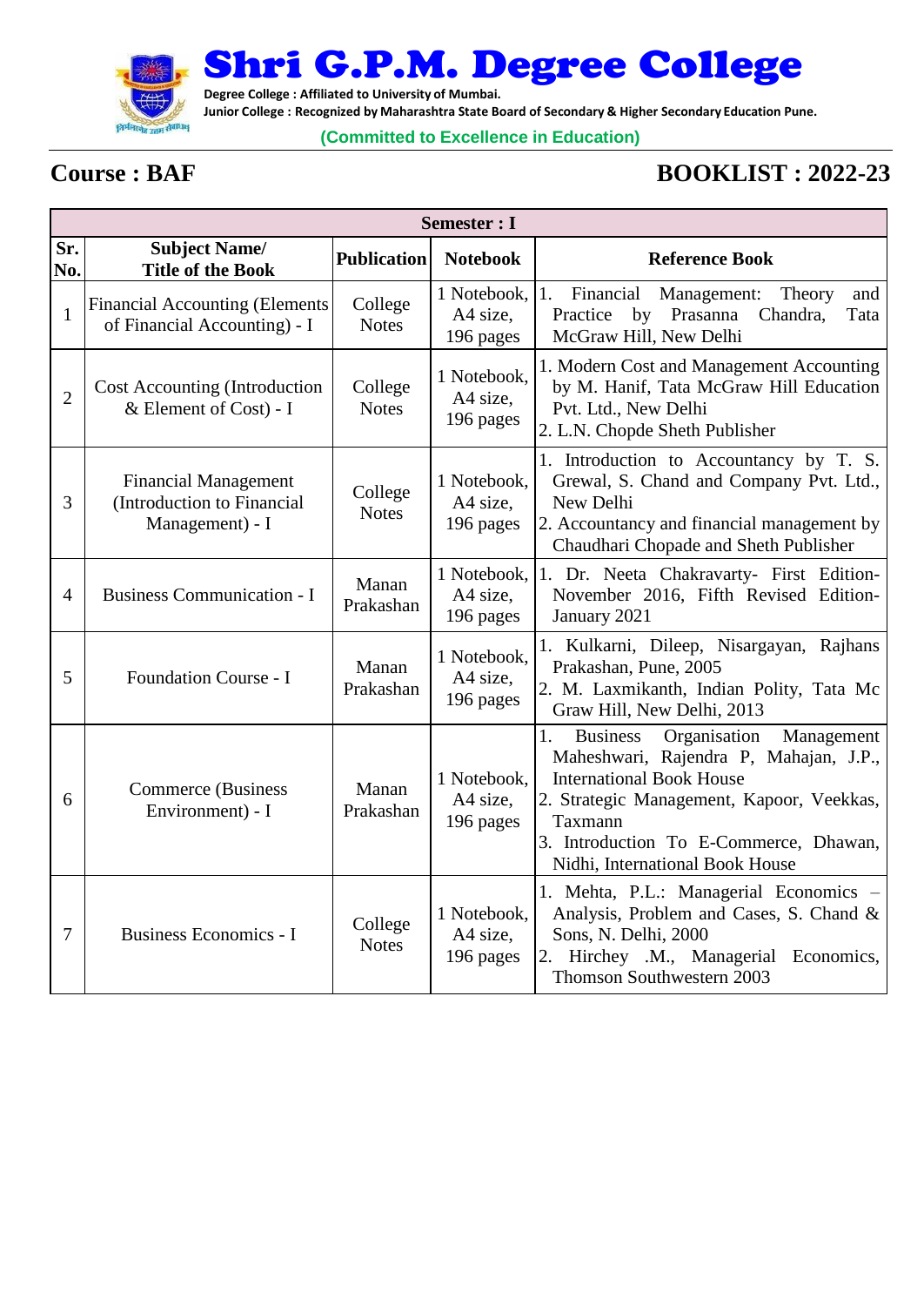# Shri G.P.M. Degree College

**Degree College : Affiliated to University of Mumbai.**
**Junior College : Recognized by Maharashtra State Board of Secondary & Higher Secondary Education Pune.**

**(Committed to Excellence in Education)**

## Course : BAF

## BOOKLIST : 2022-23

| Semester : I | | | | |
|---|---|---|---|---|
| **Sr. No.** | **Subject Name/ Title of the Book** | **Publication** | **Notebook** | **Reference Book** |
| 1 | Financial Accounting (Elements of Financial Accounting) - I | College Notes | 1 Notebook, A4 size, 196 pages | 1. Financial Management: Theory and Practice by Prasanna Chandra, Tata McGraw Hill, New Delhi |
| 2 | Cost Accounting (Introduction & Element of Cost) - I | College Notes | 1 Notebook, A4 size, 196 pages | 1. Modern Cost and Management Accounting by M. Hanif, Tata McGraw Hill Education Pvt. Ltd., New Delhi<br>2. L.N. Chopde Sheth Publisher |
| 3 | Financial Management (Introduction to Financial Management) - I | College Notes | 1 Notebook, A4 size, 196 pages | 1. Introduction to Accountancy by T. S. Grewal, S. Chand and Company Pvt. Ltd., New Delhi<br>2. Accountancy and financial management by Chaudhari Chopade and Sheth Publisher |
| 4 | Business Communication - I | Manan Prakashan | 1 Notebook, A4 size, 196 pages | 1. Dr. Neeta Chakravarty- First Edition-November 2016, Fifth Revised Edition-January 2021 |
| 5 | Foundation Course - I | Manan Prakashan | 1 Notebook, A4 size, 196 pages | 1. Kulkarni, Dileep, Nisargayan, Rajhans Prakashan, Pune, 2005<br>2. M. Laxmikanth, Indian Polity, Tata Mc Graw Hill, New Delhi, 2013 |
| 6 | Commerce (Business Environment) - I | Manan Prakashan | 1 Notebook, A4 size, 196 pages | 1. Business Organisation Management Maheshwari, Rajendra P, Mahajan, J.P., International Book House<br>2. Strategic Management, Kapoor, Veekkas, Taxmann<br>3. Introduction To E-Commerce, Dhawan, Nidhi, International Book House |
| 7 | Business Economics - I | College Notes | 1 Notebook, A4 size, 196 pages | 1. Mehta, P.L.: Managerial Economics – Analysis, Problem and Cases, S. Chand & Sons, N. Delhi, 2000<br>2. Hirchey .M., Managerial Economics, Thomson Southwestern 2003 |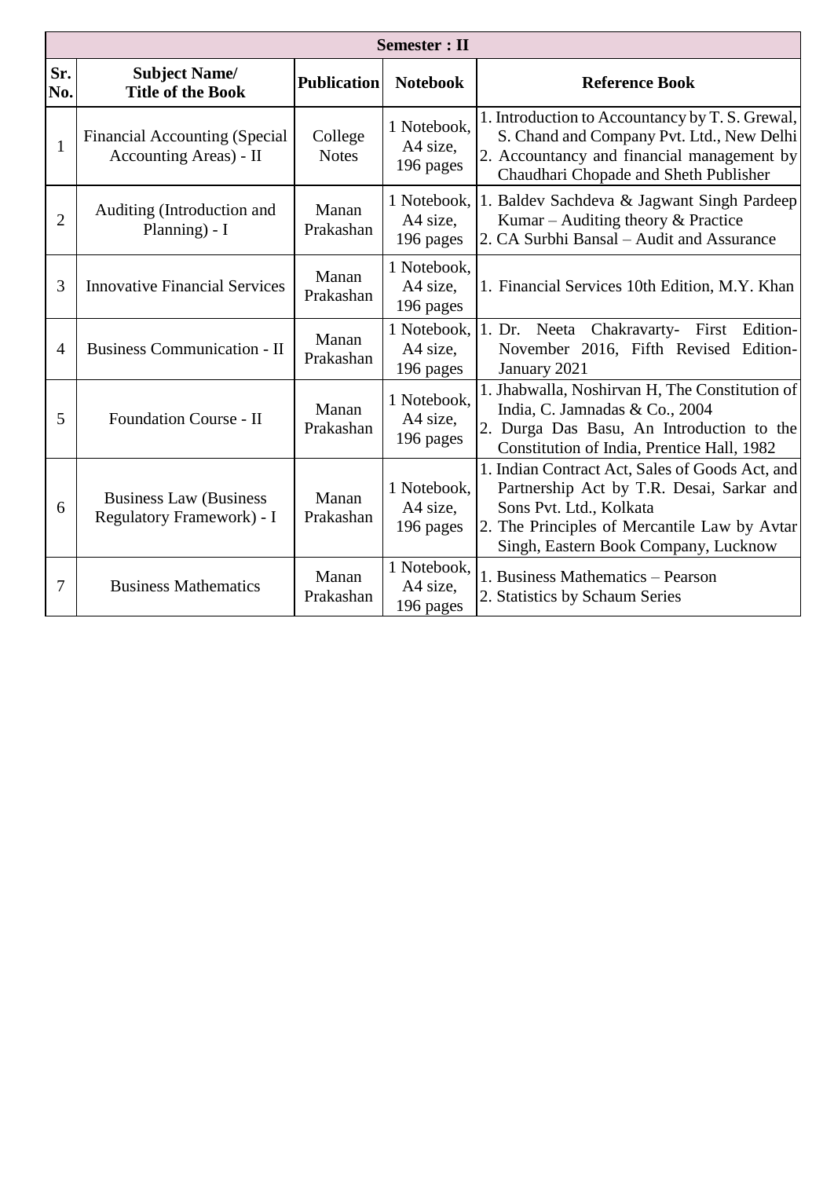| Semester : II | | | | |
|---|---|---|---|---|
| **Sr. No.** | **Subject Name/ Title of the Book** | **Publication** | **Notebook** | **Reference Book** |
| 1 | Financial Accounting (Special Accounting Areas) - II | College Notes | 1 Notebook, A4 size, 196 pages | 1. Introduction to Accountancy by T. S. Grewal, S. Chand and Company Pvt. Ltd., New Delhi<br>2. Accountancy and financial management by Chaudhari Chopade and Sheth Publisher |
| 2 | Auditing (Introduction and Planning) - I | Manan Prakashan | 1 Notebook, A4 size, 196 pages | 1. Baldev Sachdeva & Jagwant Singh Pardeep Kumar – Auditing theory & Practice<br>2. CA Surbhi Bansal – Audit and Assurance |
| 3 | Innovative Financial Services | Manan Prakashan | 1 Notebook, A4 size, 196 pages | 1. Financial Services 10th Edition, M.Y. Khan |
| 4 | Business Communication - II | Manan Prakashan | 1 Notebook, A4 size, 196 pages | 1. Dr. Neeta Chakravarty- First Edition- November 2016, Fifth Revised Edition- January 2021 |
| 5 | Foundation Course - II | Manan Prakashan | 1 Notebook, A4 size, 196 pages | 1. Jhabwalla, Noshirvan H, The Constitution of India, C. Jamnadas & Co., 2004<br>2. Durga Das Basu, An Introduction to the Constitution of India, Prentice Hall, 1982 |
| 6 | Business Law (Business Regulatory Framework) - I | Manan Prakashan | 1 Notebook, A4 size, 196 pages | 1. Indian Contract Act, Sales of Goods Act, and Partnership Act by T.R. Desai, Sarkar and Sons Pvt. Ltd., Kolkata<br>2. The Principles of Mercantile Law by Avtar Singh, Eastern Book Company, Lucknow |
| 7 | Business Mathematics | Manan Prakashan | 1 Notebook, A4 size, 196 pages | 1. Business Mathematics – Pearson<br>2. Statistics by Schaum Series |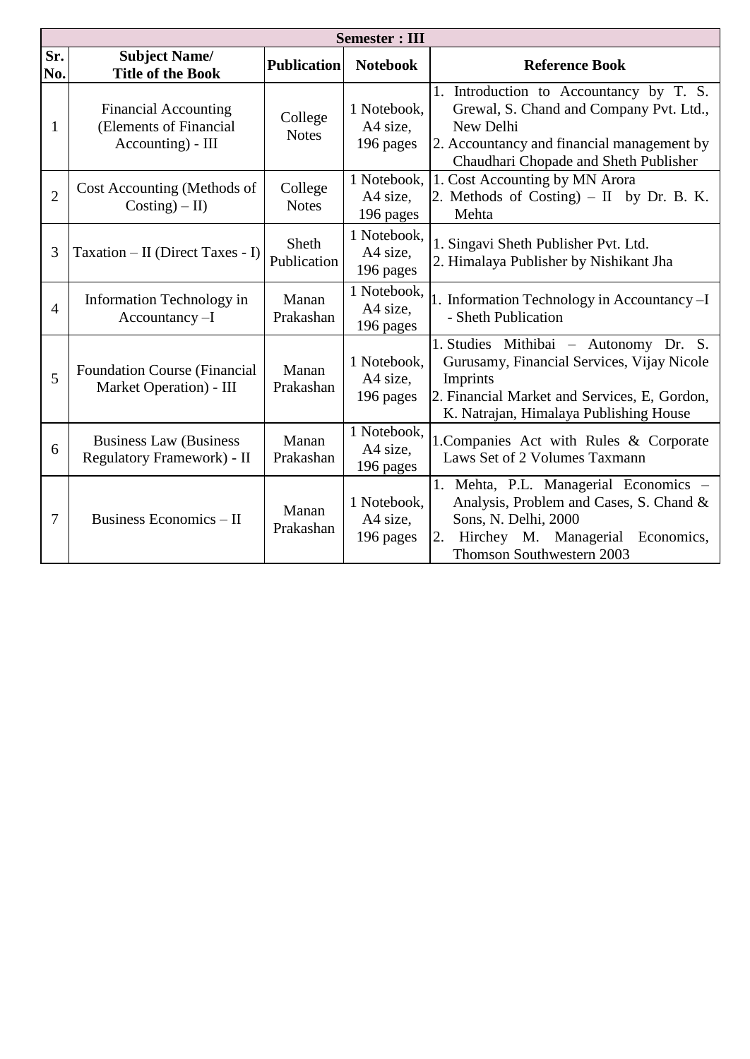| Semester : III | | | | |
|---|---|---|---|---|
| **Sr. No.** | **Subject Name/ Title of the Book** | **Publication** | **Notebook** | **Reference Book** |
| 1 | Financial Accounting (Elements of Financial Accounting) - III | College Notes | 1 Notebook, A4 size, 196 pages | 1. Introduction to Accountancy by T. S. Grewal, S. Chand and Company Pvt. Ltd., New Delhi<br>2. Accountancy and financial management by Chaudhari Chopade and Sheth Publisher |
| 2 | Cost Accounting (Methods of Costing) – II) | College Notes | 1 Notebook, A4 size, 196 pages | 1. Cost Accounting by MN Arora<br>2. Methods of Costing) – II by Dr. B. K. Mehta |
| 3 | Taxation – II (Direct Taxes - I) | Sheth Publication | 1 Notebook, A4 size, 196 pages | 1. Singavi Sheth Publisher Pvt. Ltd.<br>2. Himalaya Publisher by Nishikant Jha |
| 4 | Information Technology in Accountancy –I | Manan Prakashan | 1 Notebook, A4 size, 196 pages | 1. Information Technology in Accountancy –I - Sheth Publication |
| 5 | Foundation Course (Financial Market Operation) - III | Manan Prakashan | 1 Notebook, A4 size, 196 pages | 1. Studies Mithibai – Autonomy Dr. S. Gurusamy, Financial Services, Vijay Nicole Imprints<br>2. Financial Market and Services, E, Gordon, K. Natrajan, Himalaya Publishing House |
| 6 | Business Law (Business Regulatory Framework) - II | Manan Prakashan | 1 Notebook, A4 size, 196 pages | 1.Companies Act with Rules & Corporate Laws Set of 2 Volumes Taxmann |
| 7 | Business Economics – II | Manan Prakashan | 1 Notebook, A4 size, 196 pages | 1. Mehta, P.L. Managerial Economics – Analysis, Problem and Cases, S. Chand & Sons, N. Delhi, 2000<br>2. Hirchey M. Managerial Economics, Thomson Southwestern 2003 |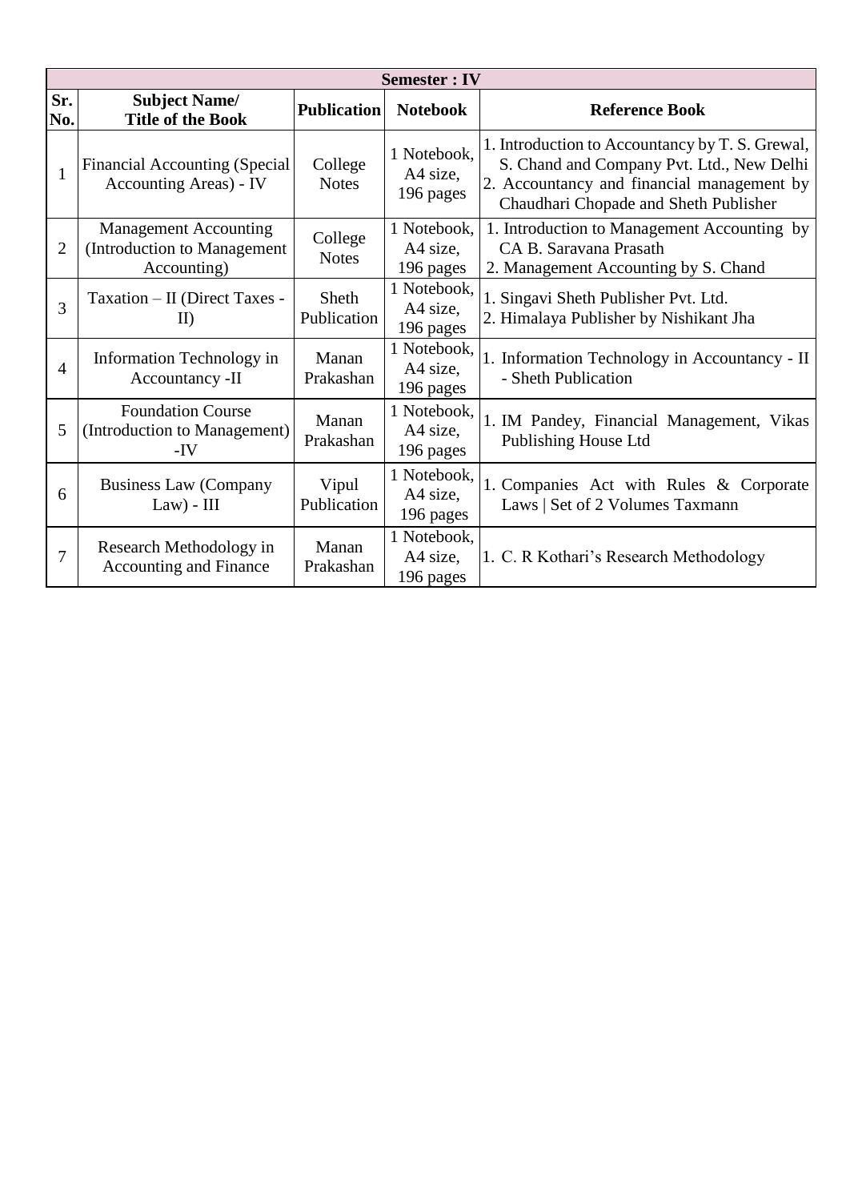| Semester : IV | | | | |
|---|---|---|---|---|
| **Sr. No.** | **Subject Name/ Title of the Book** | **Publication** | **Notebook** | **Reference Book** |
| 1 | Financial Accounting (Special Accounting Areas) - IV | College Notes | 1 Notebook, A4 size, 196 pages | 1. Introduction to Accountancy by T. S. Grewal, S. Chand and Company Pvt. Ltd., New Delhi<br>2. Accountancy and financial management by Chaudhari Chopade and Sheth Publisher |
| 2 | Management Accounting (Introduction to Management Accounting) | College Notes | 1 Notebook, A4 size, 196 pages | 1. Introduction to Management Accounting by CA B. Saravana Prasath<br>2. Management Accounting by S. Chand |
| 3 | Taxation – II (Direct Taxes - II) | Sheth Publication | 1 Notebook, A4 size, 196 pages | 1. Singavi Sheth Publisher Pvt. Ltd.<br>2. Himalaya Publisher by Nishikant Jha |
| 4 | Information Technology in Accountancy -II | Manan Prakashan | 1 Notebook, A4 size, 196 pages | 1. Information Technology in Accountancy - II - Sheth Publication |
| 5 | Foundation Course (Introduction to Management) -IV | Manan Prakashan | 1 Notebook, A4 size, 196 pages | 1. IM Pandey, Financial Management, Vikas Publishing House Ltd |
| 6 | Business Law (Company Law) - III | Vipul Publication | 1 Notebook, A4 size, 196 pages | 1. Companies Act with Rules & Corporate Laws \| Set of 2 Volumes Taxmann |
| 7 | Research Methodology in Accounting and Finance | Manan Prakashan | 1 Notebook, A4 size, 196 pages | 1. C. R Kothari's Research Methodology |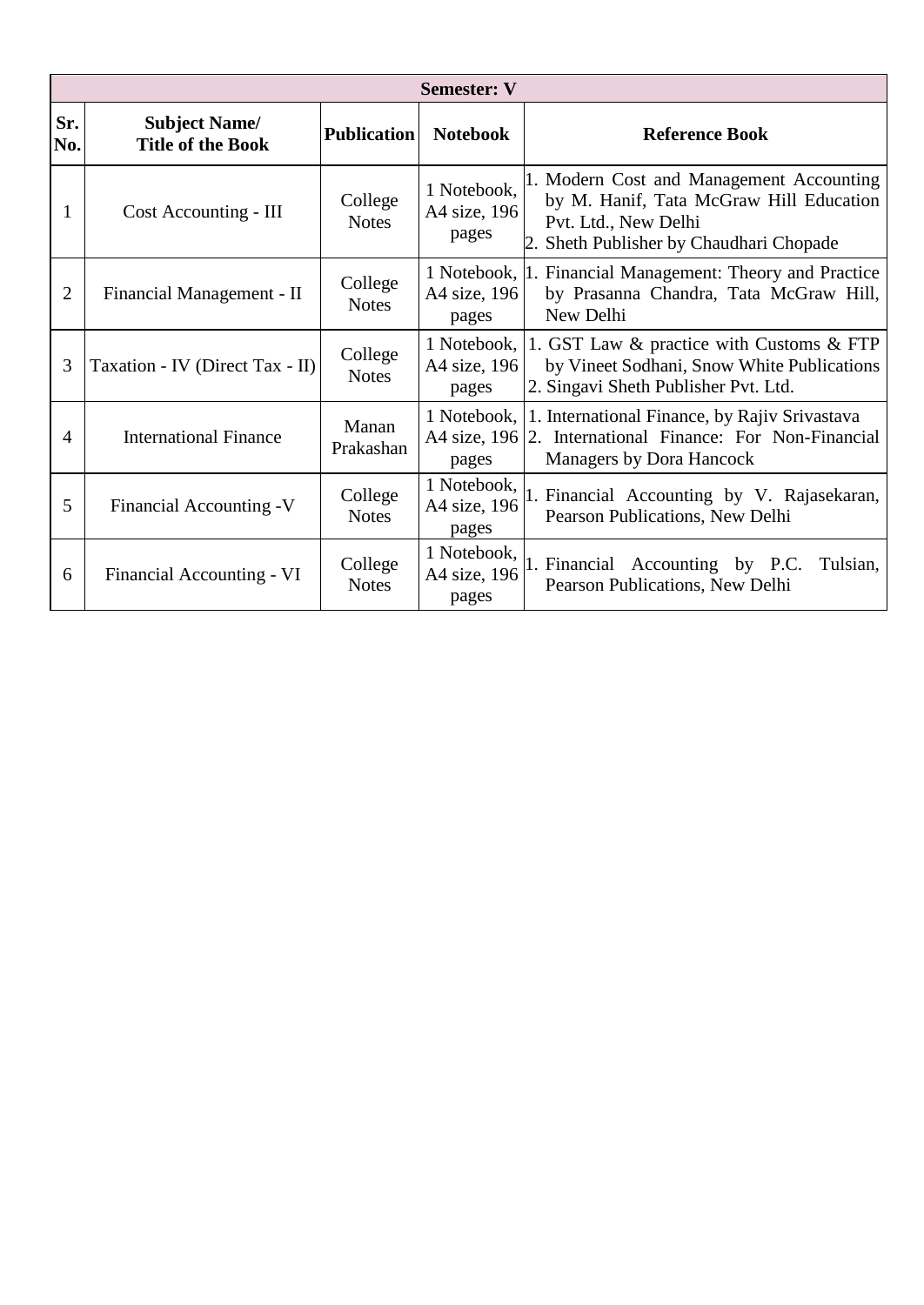| Semester: V | | | | |
|---|---|---|---|---|
| **Sr. No.** | **Subject Name/ Title of the Book** | **Publication** | **Notebook** | **Reference Book** |
| 1 | Cost Accounting - III | College Notes | 1 Notebook, A4 size, 196 pages | 1. Modern Cost and Management Accounting by M. Hanif, Tata McGraw Hill Education Pvt. Ltd., New Delhi<br>2. Sheth Publisher by Chaudhari Chopade |
| 2 | Financial Management - II | College Notes | 1 Notebook, A4 size, 196 pages | 1. Financial Management: Theory and Practice by Prasanna Chandra, Tata McGraw Hill, New Delhi |
| 3 | Taxation - IV (Direct Tax - II) | College Notes | 1 Notebook, A4 size, 196 pages | 1. GST Law & practice with Customs & FTP by Vineet Sodhani, Snow White Publications<br>2. Singavi Sheth Publisher Pvt. Ltd. |
| 4 | International Finance | Manan Prakashan | 1 Notebook, A4 size, 196 pages | 1. International Finance, by Rajiv Srivastava<br>2. International Finance: For Non-Financial Managers by Dora Hancock |
| 5 | Financial Accounting -V | College Notes | 1 Notebook, A4 size, 196 pages | 1. Financial Accounting by V. Rajasekaran, Pearson Publications, New Delhi |
| 6 | Financial Accounting - VI | College Notes | 1 Notebook, A4 size, 196 pages | 1. Financial Accounting by P.C. Tulsian, Pearson Publications, New Delhi |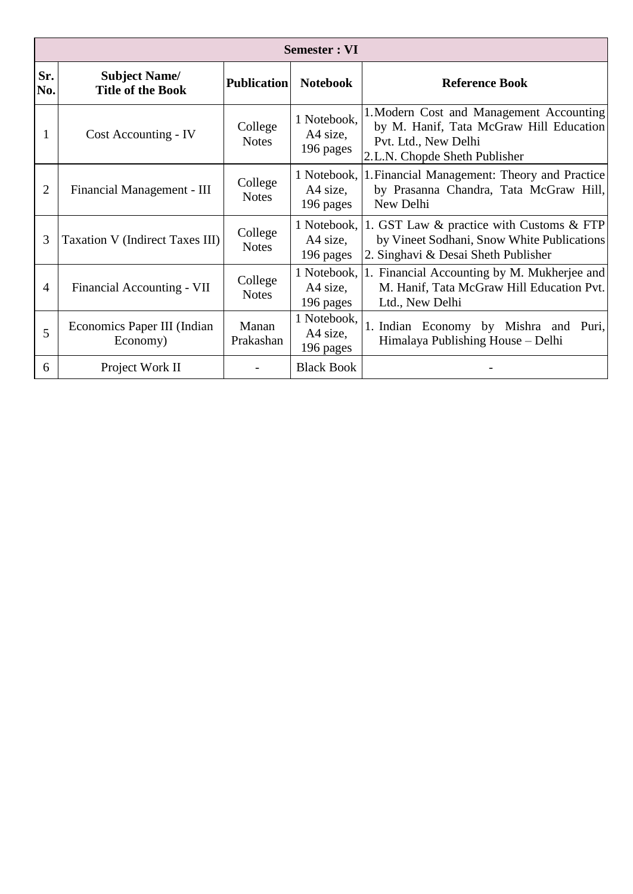| Semester : VI | | | | |
|---|---|---|---|---|
| **Sr. No.** | **Subject Name/ Title of the Book** | **Publication** | **Notebook** | **Reference Book** |
| 1 | Cost Accounting - IV | College Notes | 1 Notebook, A4 size, 196 pages | 1. Modern Cost and Management Accounting by M. Hanif, Tata McGraw Hill Education Pvt. Ltd., New Delhi<br>2. L.N. Chopde Sheth Publisher |
| 2 | Financial Management - III | College Notes | 1 Notebook, A4 size, 196 pages | 1. Financial Management: Theory and Practice by Prasanna Chandra, Tata McGraw Hill, New Delhi |
| 3 | Taxation V (Indirect Taxes III) | College Notes | 1 Notebook, A4 size, 196 pages | 1. GST Law & practice with Customs & FTP by Vineet Sodhani, Snow White Publications<br>2. Singhavi & Desai Sheth Publisher |
| 4 | Financial Accounting - VII | College Notes | 1 Notebook, A4 size, 196 pages | 1. Financial Accounting by M. Mukherjee and M. Hanif, Tata McGraw Hill Education Pvt. Ltd., New Delhi |
| 5 | Economics Paper III (Indian Economy) | Manan Prakashan | 1 Notebook, A4 size, 196 pages | 1. Indian Economy by Mishra and Puri, Himalaya Publishing House – Delhi |
| 6 | Project Work II | - | Black Book | - |